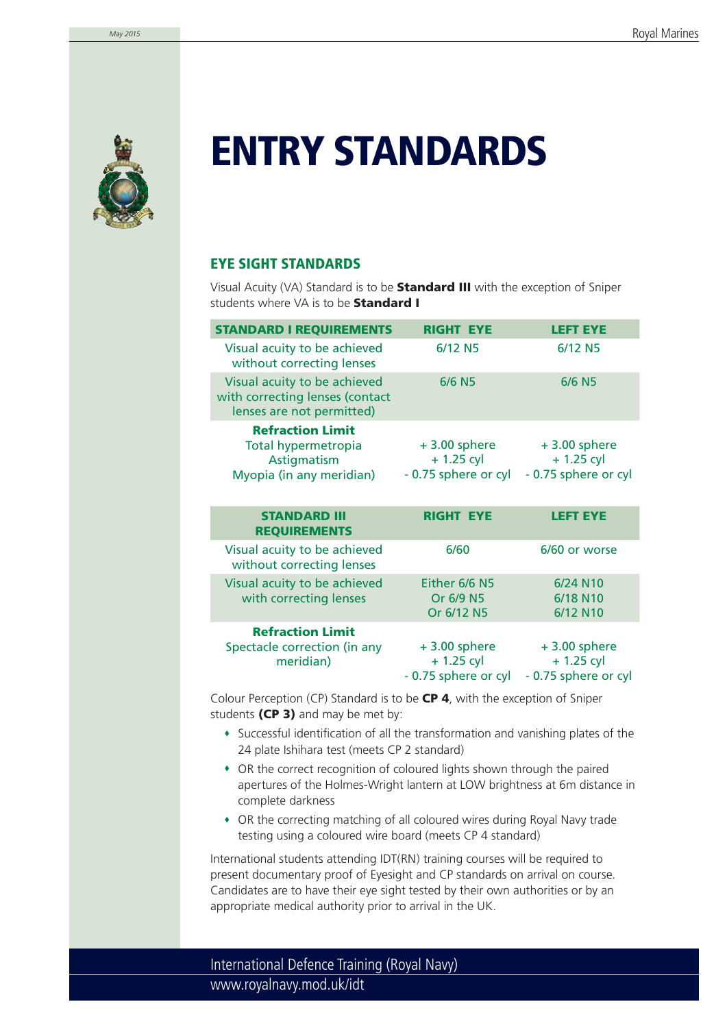# ENTRY STANDARDS

## EYE SIGHT STANDARDS

Visual Acuity (VA) Standard is to be **Standard III** with the exception of Sniper students where VA is to be **Standard I**

| STANDARD I REQUIREMENTS | RIGHT EYE | LEFT EYE |
|---|---|---|
| Visual acuity to be achieved without correcting lenses | 6/12 N5 | 6/12 N5 |
| Visual acuity to be achieved with correcting lenses (contact lenses are not permitted) | 6/6 N5 | 6/6 N5 |
| **Refraction Limit**<br>Total hypermetropia<br>Astigmatism<br>Myopia (in any meridian) | + 3.00 sphere<br>+ 1.25 cyl<br>- 0.75 sphere or cyl | + 3.00 sphere<br>+ 1.25 cyl<br>- 0.75 sphere or cyl |

| STANDARD III REQUIREMENTS | RIGHT EYE | LEFT EYE |
|---|---|---|
| Visual acuity to be achieved without correcting lenses | 6/60 | 6/60 or worse |
| Visual acuity to be achieved with correcting lenses | Either 6/6 N5<br>Or 6/9 N5<br>Or 6/12 N5 | 6/24 N10<br>6/18 N10<br>6/12 N10 |
| **Refraction Limit**<br>Spectacle correction (in any meridian) | + 3.00 sphere<br>+ 1.25 cyl<br>- 0.75 sphere or cyl | + 3.00 sphere<br>+ 1.25 cyl<br>- 0.75 sphere or cyl |

Colour Perception (CP) Standard is to be **CP 4**, with the exception of Sniper students **(CP 3)** and may be met by:

- Successful identification of all the transformation and vanishing plates of the 24 plate Ishihara test (meets CP 2 standard)
- OR the correct recognition of coloured lights shown through the paired apertures of the Holmes-Wright lantern at LOW brightness at 6m distance in complete darkness
- OR the correcting matching of all coloured wires during Royal Navy trade testing using a coloured wire board (meets CP 4 standard)

International students attending IDT(RN) training courses will be required to present documentary proof of Eyesight and CP standards on arrival on course. Candidates are to have their eye sight tested by their own authorities or by an appropriate medical authority prior to arrival in the UK.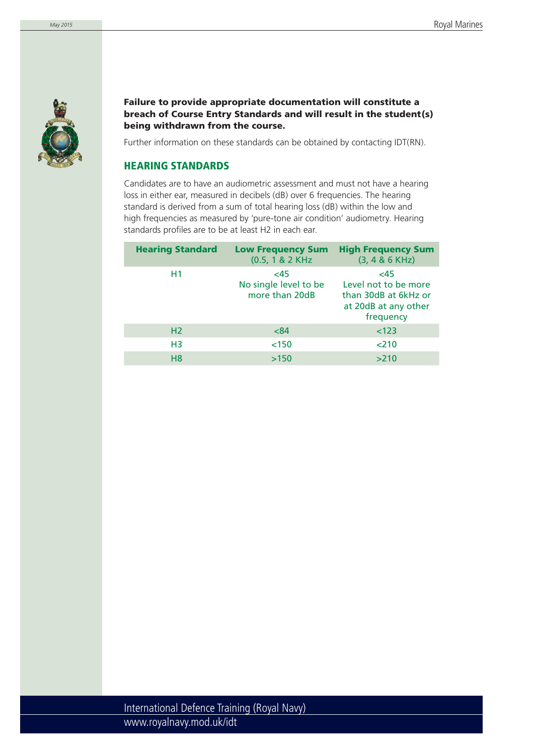**Failure to provide appropriate documentation will constitute a breach of Course Entry Standards and will result in the student(s) being withdrawn from the course.**

Further information on these standards can be obtained by contacting IDT(RN).

## HEARING STANDARDS

Candidates are to have an audiometric assessment and must not have a hearing loss in either ear, measured in decibels (dB) over 6 frequencies. The hearing standard is derived from a sum of total hearing loss (dB) within the low and high frequencies as measured by 'pure-tone air condition' audiometry. Hearing standards profiles are to be at least H2 in each ear.

| Hearing Standard | Low Frequency Sum (0.5, 1 & 2 KHz) | High Frequency Sum (3, 4 & 6 KHz) |
|---|---|---|
| H1 | <45 No single level to be more than 20dB | <45 Level not to be more than 30dB at 6kHz or at 20dB at any other frequency |
| H2 | <84 | <123 |
| H3 | <150 | <210 |
| H8 | >150 | >210 |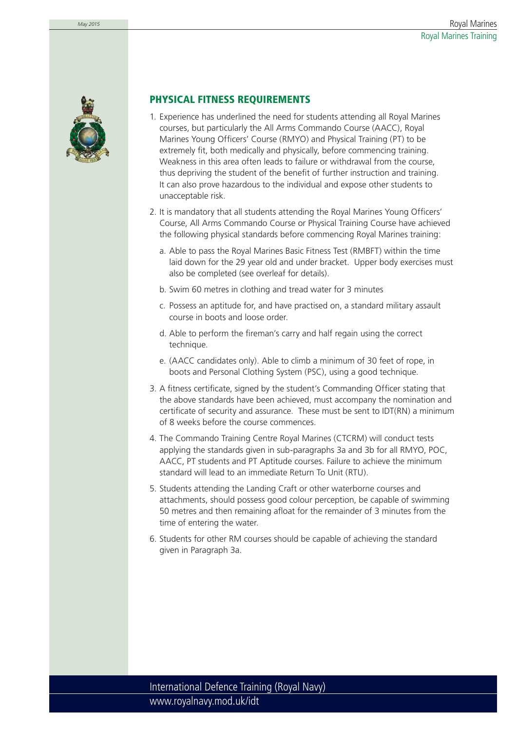## PHYSICAL FITNESS REQUIREMENTS

1. Experience has underlined the need for students attending all Royal Marines courses, but particularly the All Arms Commando Course (AACC), Royal Marines Young Officers' Course (RMYO) and Physical Training (PT) to be extremely fit, both medically and physically, before commencing training. Weakness in this area often leads to failure or withdrawal from the course, thus depriving the student of the benefit of further instruction and training. It can also prove hazardous to the individual and expose other students to unacceptable risk.

2. It is mandatory that all students attending the Royal Marines Young Officers' Course, All Arms Commando Course or Physical Training Course have achieved the following physical standards before commencing Royal Marines training:

   a. Able to pass the Royal Marines Basic Fitness Test (RMBFT) within the time laid down for the 29 year old and under bracket. Upper body exercises must also be completed (see overleaf for details).

   b. Swim 60 metres in clothing and tread water for 3 minutes

   c. Possess an aptitude for, and have practised on, a standard military assault course in boots and loose order.

   d. Able to perform the fireman's carry and half regain using the correct technique.

   e. (AACC candidates only). Able to climb a minimum of 30 feet of rope, in boots and Personal Clothing System (PSC), using a good technique.

3. A fitness certificate, signed by the student's Commanding Officer stating that the above standards have been achieved, must accompany the nomination and certificate of security and assurance. These must be sent to IDT(RN) a minimum of 8 weeks before the course commences.

4. The Commando Training Centre Royal Marines (CTCRM) will conduct tests applying the standards given in sub-paragraphs 3a and 3b for all RMYO, POC, AACC, PT students and PT Aptitude courses. Failure to achieve the minimum standard will lead to an immediate Return To Unit (RTU).

5. Students attending the Landing Craft or other waterborne courses and attachments, should possess good colour perception, be capable of swimming 50 metres and then remaining afloat for the remainder of 3 minutes from the time of entering the water.

6. Students for other RM courses should be capable of achieving the standard given in Paragraph 3a.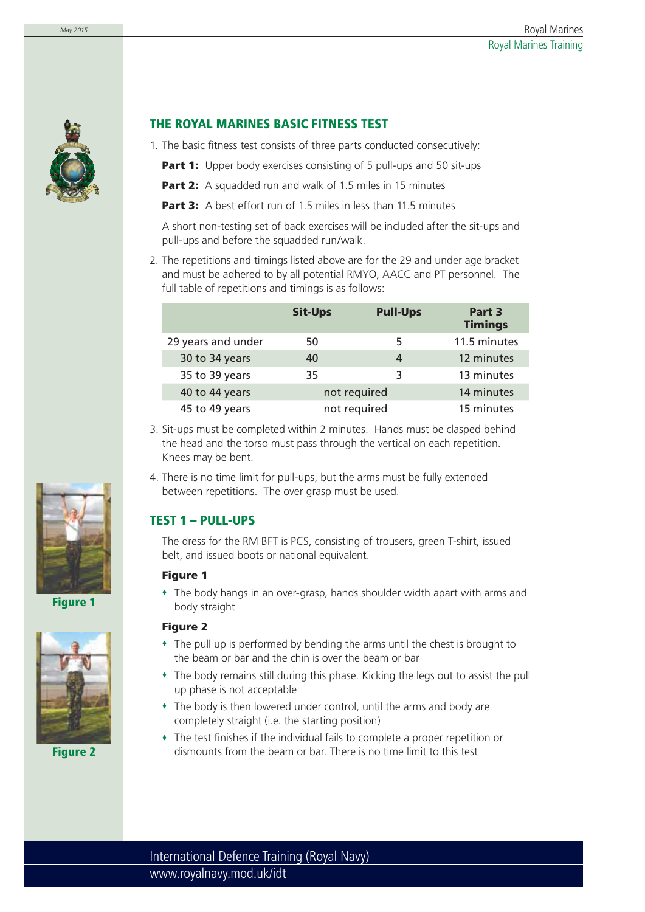## THE ROYAL MARINES BASIC FITNESS TEST

1. The basic fitness test consists of three parts conducted consecutively:

   **Part 1:** Upper body exercises consisting of 5 pull-ups and 50 sit-ups

   **Part 2:** A squadded run and walk of 1.5 miles in 15 minutes

   **Part 3:** A best effort run of 1.5 miles in less than 11.5 minutes

   A short non-testing set of back exercises will be included after the sit-ups and pull-ups and before the squadded run/walk.

2. The repetitions and timings listed above are for the 29 and under age bracket and must be adhered to by all potential RMYO, AACC and PT personnel. The full table of repetitions and timings is as follows:

| | Sit-Ups | Pull-Ups | Part 3 Timings |
|---|---|---|---|
| 29 years and under | 50 | 5 | 11.5 minutes |
| 30 to 34 years | 40 | 4 | 12 minutes |
| 35 to 39 years | 35 | 3 | 13 minutes |
| 40 to 44 years | not required | | 14 minutes |
| 45 to 49 years | not required | | 15 minutes |

3. Sit-ups must be completed within 2 minutes. Hands must be clasped behind the head and the torso must pass through the vertical on each repetition. Knees may be bent.

4. There is no time limit for pull-ups, but the arms must be fully extended between repetitions. The over grasp must be used.

## TEST 1 – PULL-UPS

The dress for the RM BFT is PCS, consisting of trousers, green T-shirt, issued belt, and issued boots or national equivalent.

**Figure 1**

- The body hangs in an over-grasp, hands shoulder width apart with arms and body straight

**Figure 2**

- The pull up is performed by bending the arms until the chest is brought to the beam or bar and the chin is over the beam or bar
- The body remains still during this phase. Kicking the legs out to assist the pull up phase is not acceptable
- The body is then lowered under control, until the arms and body are completely straight (i.e. the starting position)
- The test finishes if the individual fails to complete a proper repetition or dismounts from the beam or bar. There is no time limit to this test

Figure 1

Figure 2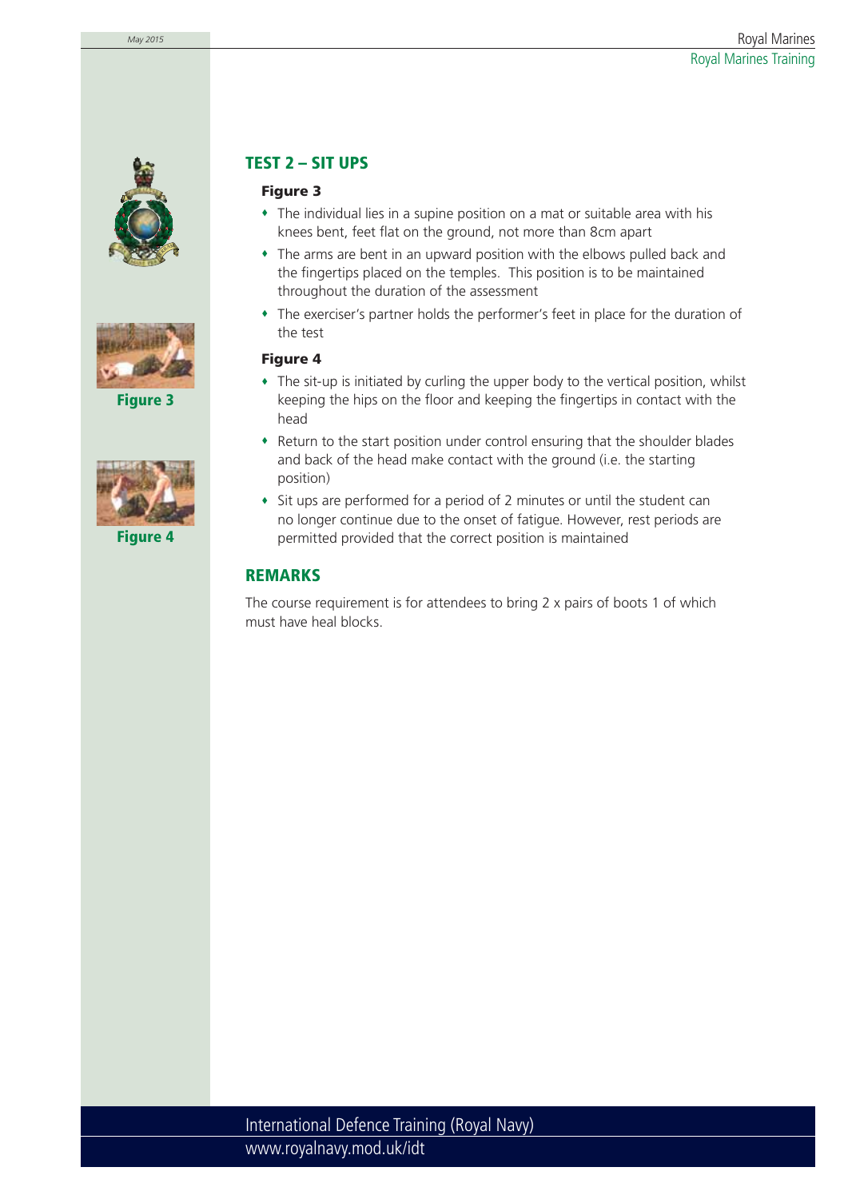## TEST 2 – SIT UPS

### Figure 3

- The individual lies in a supine position on a mat or suitable area with his knees bent, feet flat on the ground, not more than 8cm apart
- The arms are bent in an upward position with the elbows pulled back and the fingertips placed on the temples. This position is to be maintained throughout the duration of the assessment
- The exerciser's partner holds the performer's feet in place for the duration of the test

### Figure 4

- The sit-up is initiated by curling the upper body to the vertical position, whilst keeping the hips on the floor and keeping the fingertips in contact with the head
- Return to the start position under control ensuring that the shoulder blades and back of the head make contact with the ground (i.e. the starting position)
- Sit ups are performed for a period of 2 minutes or until the student can no longer continue due to the onset of fatigue. However, rest periods are permitted provided that the correct position is maintained

Figure 3

Figure 4

## REMARKS

The course requirement is for attendees to bring 2 x pairs of boots 1 of which must have heal blocks.